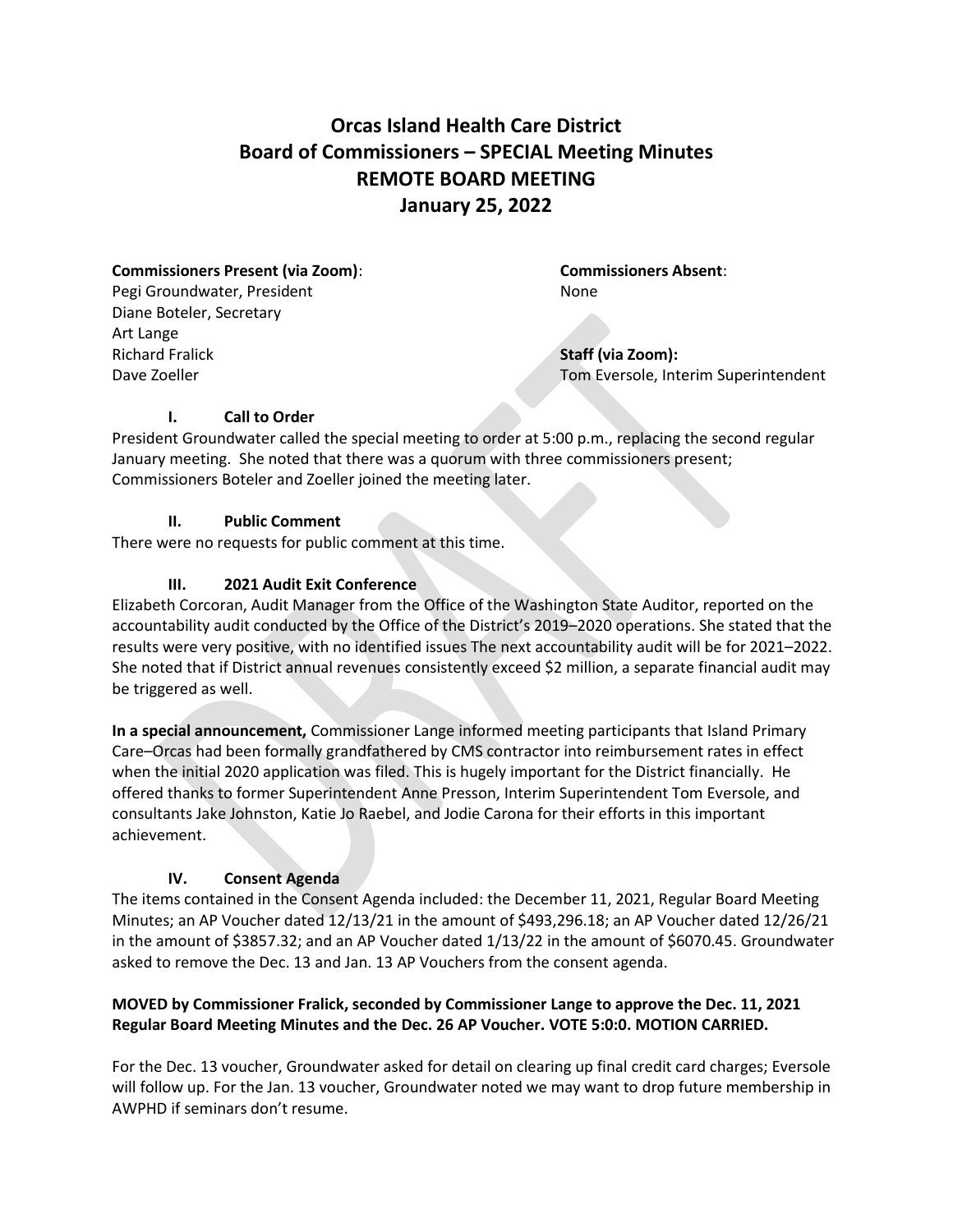# Orcas Island Health Care District
# Board of Commissioners – SPECIAL Meeting Minutes
# REMOTE BOARD MEETING
# January 25, 2022

**Commissioners Present (via Zoom)**:
Pegi Groundwater, President
Diane Boteler, Secretary
Art Lange
Richard Fralick
Dave Zoeller

**Commissioners Absent**:
None

**Staff (via Zoom):**
Tom Eversole, Interim Superintendent

### I. Call to Order

President Groundwater called the special meeting to order at 5:00 p.m., replacing the second regular January meeting. She noted that there was a quorum with three commissioners present; Commissioners Boteler and Zoeller joined the meeting later.

### II. Public Comment

There were no requests for public comment at this time.

### III. 2021 Audit Exit Conference

Elizabeth Corcoran, Audit Manager from the Office of the Washington State Auditor, reported on the accountability audit conducted by the Office of the District's 2019–2020 operations. She stated that the results were very positive, with no identified issues The next accountability audit will be for 2021–2022. She noted that if District annual revenues consistently exceed $2 million, a separate financial audit may be triggered as well.

**In a special announcement,** Commissioner Lange informed meeting participants that Island Primary Care–Orcas had been formally grandfathered by CMS contractor into reimbursement rates in effect when the initial 2020 application was filed. This is hugely important for the District financially. He offered thanks to former Superintendent Anne Presson, Interim Superintendent Tom Eversole, and consultants Jake Johnston, Katie Jo Raebel, and Jodie Carona for their efforts in this important achievement.

### IV. Consent Agenda

The items contained in the Consent Agenda included: the December 11, 2021, Regular Board Meeting Minutes; an AP Voucher dated 12/13/21 in the amount of $493,296.18; an AP Voucher dated 12/26/21 in the amount of $3857.32; and an AP Voucher dated 1/13/22 in the amount of $6070.45. Groundwater asked to remove the Dec. 13 and Jan. 13 AP Vouchers from the consent agenda.

**MOVED by Commissioner Fralick, seconded by Commissioner Lange to approve the Dec. 11, 2021 Regular Board Meeting Minutes and the Dec. 26 AP Voucher. VOTE 5:0:0. MOTION CARRIED.**

For the Dec. 13 voucher, Groundwater asked for detail on clearing up final credit card charges; Eversole will follow up. For the Jan. 13 voucher, Groundwater noted we may want to drop future membership in AWPHD if seminars don't resume.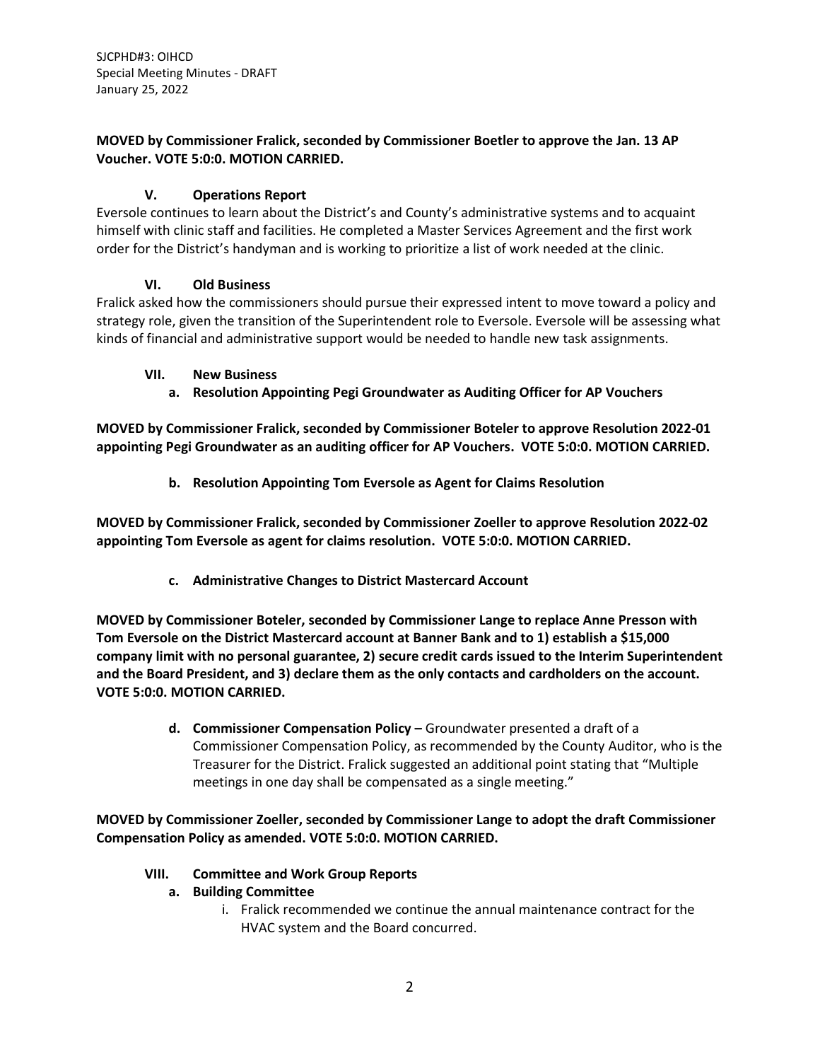**MOVED by Commissioner Fralick, seconded by Commissioner Boetler to approve the Jan. 13 AP Voucher. VOTE 5:0:0. MOTION CARRIED.**

## V. Operations Report

Eversole continues to learn about the District's and County's administrative systems and to acquaint himself with clinic staff and facilities. He completed a Master Services Agreement and the first work order for the District's handyman and is working to prioritize a list of work needed at the clinic.

## VI. Old Business

Fralick asked how the commissioners should pursue their expressed intent to move toward a policy and strategy role, given the transition of the Superintendent role to Eversole. Eversole will be assessing what kinds of financial and administrative support would be needed to handle new task assignments.

## VII. New Business

### a. Resolution Appointing Pegi Groundwater as Auditing Officer for AP Vouchers

**MOVED by Commissioner Fralick, seconded by Commissioner Boteler to approve Resolution 2022-01 appointing Pegi Groundwater as an auditing officer for AP Vouchers. VOTE 5:0:0. MOTION CARRIED.**

### b. Resolution Appointing Tom Eversole as Agent for Claims Resolution

**MOVED by Commissioner Fralick, seconded by Commissioner Zoeller to approve Resolution 2022-02 appointing Tom Eversole as agent for claims resolution. VOTE 5:0:0. MOTION CARRIED.**

### c. Administrative Changes to District Mastercard Account

**MOVED by Commissioner Boteler, seconded by Commissioner Lange to replace Anne Presson with Tom Eversole on the District Mastercard account at Banner Bank and to 1) establish a $15,000 company limit with no personal guarantee, 2) secure credit cards issued to the Interim Superintendent and the Board President, and 3) declare them as the only contacts and cardholders on the account. VOTE 5:0:0. MOTION CARRIED.**

**d. Commissioner Compensation Policy –** Groundwater presented a draft of a Commissioner Compensation Policy, as recommended by the County Auditor, who is the Treasurer for the District. Fralick suggested an additional point stating that "Multiple meetings in one day shall be compensated as a single meeting."

**MOVED by Commissioner Zoeller, seconded by Commissioner Lange to adopt the draft Commissioner Compensation Policy as amended. VOTE 5:0:0. MOTION CARRIED.**

## VIII. Committee and Work Group Reports

### a. Building Committee

i. Fralick recommended we continue the annual maintenance contract for the HVAC system and the Board concurred.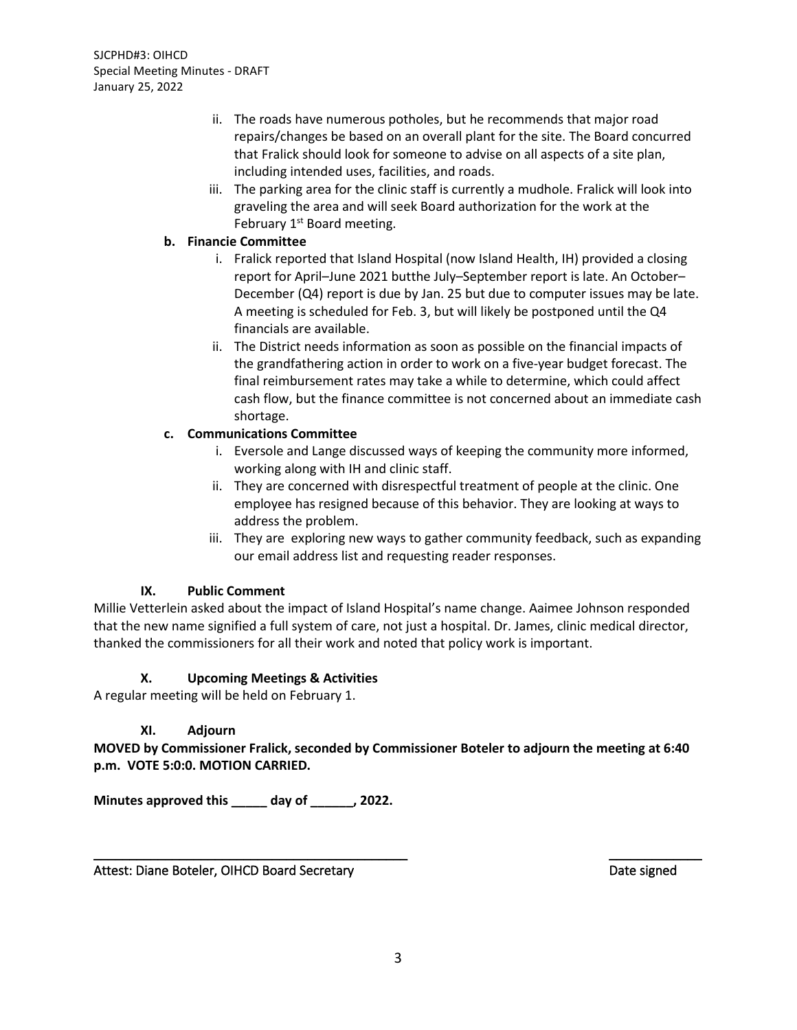ii. The roads have numerous potholes, but he recommends that major road repairs/changes be based on an overall plant for the site. The Board concurred that Fralick should look for someone to advise on all aspects of a site plan, including intended uses, facilities, and roads.

iii. The parking area for the clinic staff is currently a mudhole. Fralick will look into graveling the area and will seek Board authorization for the work at the February 1st Board meeting.

**b. Financie Committee**

i. Fralick reported that Island Hospital (now Island Health, IH) provided a closing report for April–June 2021 butthe July–September report is late. An October–December (Q4) report is due by Jan. 25 but due to computer issues may be late. A meeting is scheduled for Feb. 3, but will likely be postponed until the Q4 financials are available.

ii. The District needs information as soon as possible on the financial impacts of the grandfathering action in order to work on a five-year budget forecast. The final reimbursement rates may take a while to determine, which could affect cash flow, but the finance committee is not concerned about an immediate cash shortage.

**c. Communications Committee**

i. Eversole and Lange discussed ways of keeping the community more informed, working along with IH and clinic staff.

ii. They are concerned with disrespectful treatment of people at the clinic. One employee has resigned because of this behavior. They are looking at ways to address the problem.

iii. They are exploring new ways to gather community feedback, such as expanding our email address list and requesting reader responses.

## IX. Public Comment

Millie Vetterlein asked about the impact of Island Hospital's name change. Aaimee Johnson responded that the new name signified a full system of care, not just a hospital. Dr. James, clinic medical director, thanked the commissioners for all their work and noted that policy work is important.

## X. Upcoming Meetings & Activities

A regular meeting will be held on February 1.

## XI. Adjourn

**MOVED by Commissioner Fralick, seconded by Commissioner Boteler to adjourn the meeting at 6:40 p.m. VOTE 5:0:0. MOTION CARRIED.**

**Minutes approved this _____ day of ______, 2022.**

Attest: Diane Boteler, OIHCD Board Secretary

Date signed